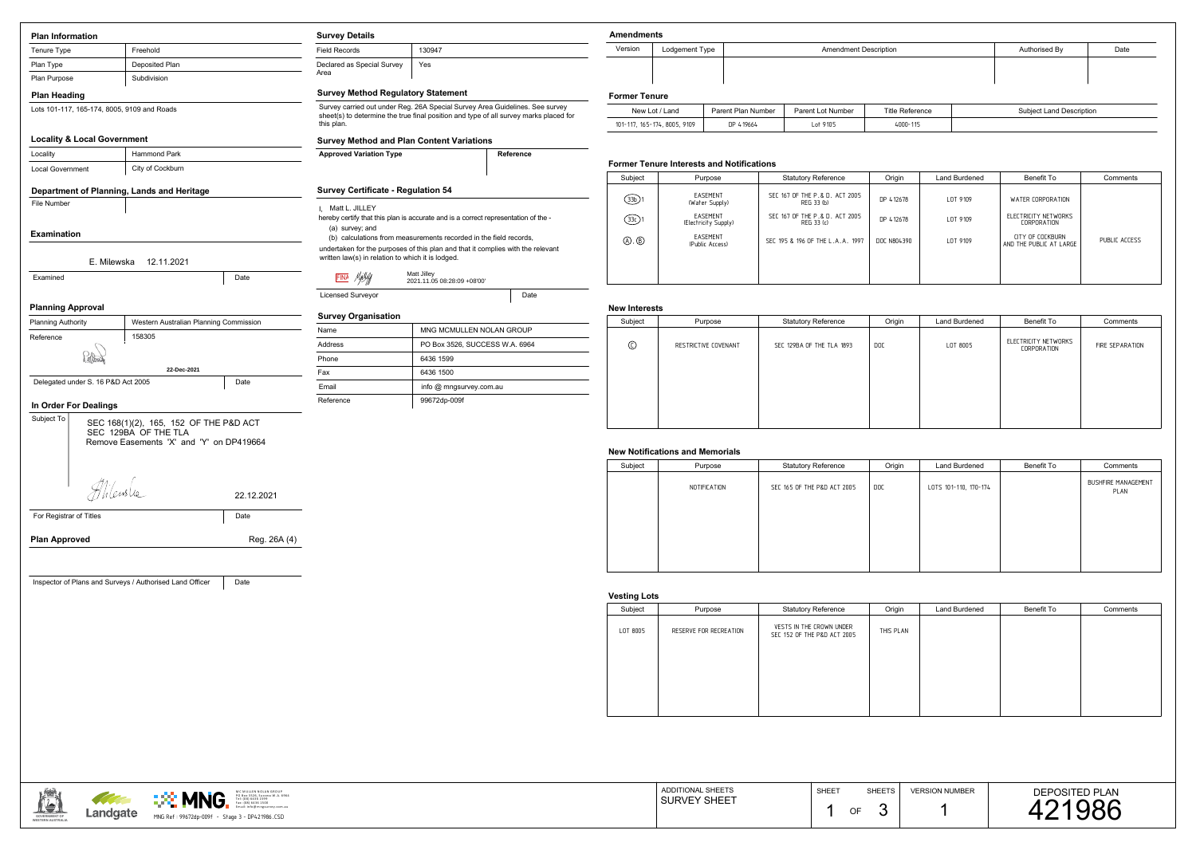## Plan Information

| | |
|---|---|
| Tenure Type | Freehold |
| Plan Type | Deposited Plan |
| Plan Purpose | Subdivision |

### Plan Heading

Lots 101-117, 165-174, 8005, 9109 and Roads

### Locality & Local Government

| | |
|---|---|
| Locality | Hammond Park |
| Local Government | City of Cockburn |

### Department of Planning, Lands and Heritage

| | |
|---|---|
| File Number | |

### Examination

E. Milewska 12.11.2021

| | |
|---|---|
| Examined | Date |

### Planning Approval

| | |
|---|---|
| Planning Authority | Western Australian Planning Commission |
| Reference | 158305 |

22-Dec-2021

| | |
|---|---|
| Delegated under S. 16 P&D Act 2005 | Date |

### In Order For Dealings

Subject To

SEC 168(1)(2), 165, 152 OF THE P&D ACT
SEC 129BA OF THE TLA
Remove Easements 'X' and 'Y' on DP419664

22.12.2021

| | |
|---|---|
| For Registrar of Titles | Date |

**Plan Approved** Reg. 26A (4)

| | |
|---|---|
| Inspector of Plans and Surveys / Authorised Land Officer | Date |

## Survey Details

| | |
|---|---|
| Field Records | 130947 |
| Declared as Special Survey Area | Yes |

### Survey Method Regulatory Statement

Survey carried out under Reg. 26A Special Survey Area Guidelines. See survey sheet(s) to determine the true final position and type of all survey marks placed for this plan.

### Survey Method and Plan Content Variations

| Approved Variation Type | Reference |
|---|---|
| | |

### Survey Certificate - Regulation 54

I, Matt L. JILLEY
hereby certify that this plan is accurate and is a correct representation of the -
(a) survey; and
(b) calculations from measurements recorded in the field records,
undertaken for the purposes of this plan and that it complies with the relevant written law(s) in relation to which it is lodged.

Matt Jilley
2021.11.05 08:28:09 +08'00'

| | |
|---|---|
| Licensed Surveyor | Date |

### Survey Organisation

| | |
|---|---|
| Name | MNG MCMULLEN NOLAN GROUP |
| Address | PO Box 3526, SUCCESS W.A. 6964 |
| Phone | 6436 1599 |
| Fax | 6436 1500 |
| Email | info @ mngsurvey.com.au |
| Reference | 99672dp-009f |

## Amendments

| Version | Lodgement Type | Amendment Description | Authorised By | Date |
|---|---|---|---|---|
| | | | | |

### Former Tenure

| New Lot / Land | Parent Plan Number | Parent Lot Number | Title Reference | Subject Land Description |
|---|---|---|---|---|
| 101-117, 165-174, 8005, 9109 | DP 419664 | Lot 9105 | 4000-115 | |

### Former Tenure Interests and Notifications

| Subject | Purpose | Statutory Reference | Origin | Land Burdened | Benefit To | Comments |
|---|---|---|---|---|---|---|
| (33b)1 | EASEMENT (Water Supply) | SEC 167 OF THE P.& D. ACT 2005 REG 33 (b) | DP 412678 | LOT 9109 | WATER CORPORATION | |
| (33c)1 | EASEMENT (Electricity Supply) | SEC 167 OF THE P.& D. ACT 2005 REG 33 (c) | DP 412678 | LOT 9109 | ELECTRICITY NETWORKS CORPORATION | |
| (A), (B) | EASEMENT (Public Access) | SEC 195 & 196 OF THE L.A.A. 1997 | DOC N804390 | LOT 9109 | CITY OF COCKBURN AND THE PUBLIC AT LARGE | PUBLIC ACCESS |

### New Interests

| Subject | Purpose | Statutory Reference | Origin | Land Burdened | Benefit To | Comments |
|---|---|---|---|---|---|---|
| (C) | RESTRICTIVE COVENANT | SEC 129BA OF THE TLA 1893 | DOC | LOT 8005 | ELECTRICITY NETWORKS CORPORATION | FIRE SEPARATION |

### New Notifications and Memorials

| Subject | Purpose | Statutory Reference | Origin | Land Burdened | Benefit To | Comments |
|---|---|---|---|---|---|---|
| | NOTIFICATION | SEC 165 OF THE P&D ACT 2005 | DOC | LOTS 101-110, 170-174 | | BUSHFIRE MANAGEMENT PLAN |

### Vesting Lots

| Subject | Purpose | Statutory Reference | Origin | Land Burdened | Benefit To | Comments |
|---|---|---|---|---|---|---|
| LOT 8005 | RESERVE FOR RECREATION | VESTS IN THE CROWN UNDER SEC 152 OF THE P&D ACT 2005 | THIS PLAN | | | |

MCMULLEN NOLAN GROUP
PO Box 3526, Success W.A. 6964
Tel: (08) 6436 1599
Fax: (08) 6436 1500
Email: info@mngsurvey.com.au

MNG Ref : 99672dp-009f - Stage 3 - DP421986.CSD

| ADDITIONAL SHEETS | SHEET | SHEETS | VERSION NUMBER | DEPOSITED PLAN |
|---|---|---|---|---|
| SURVEY SHEET | 1 OF | 3 | 1 | 421986 |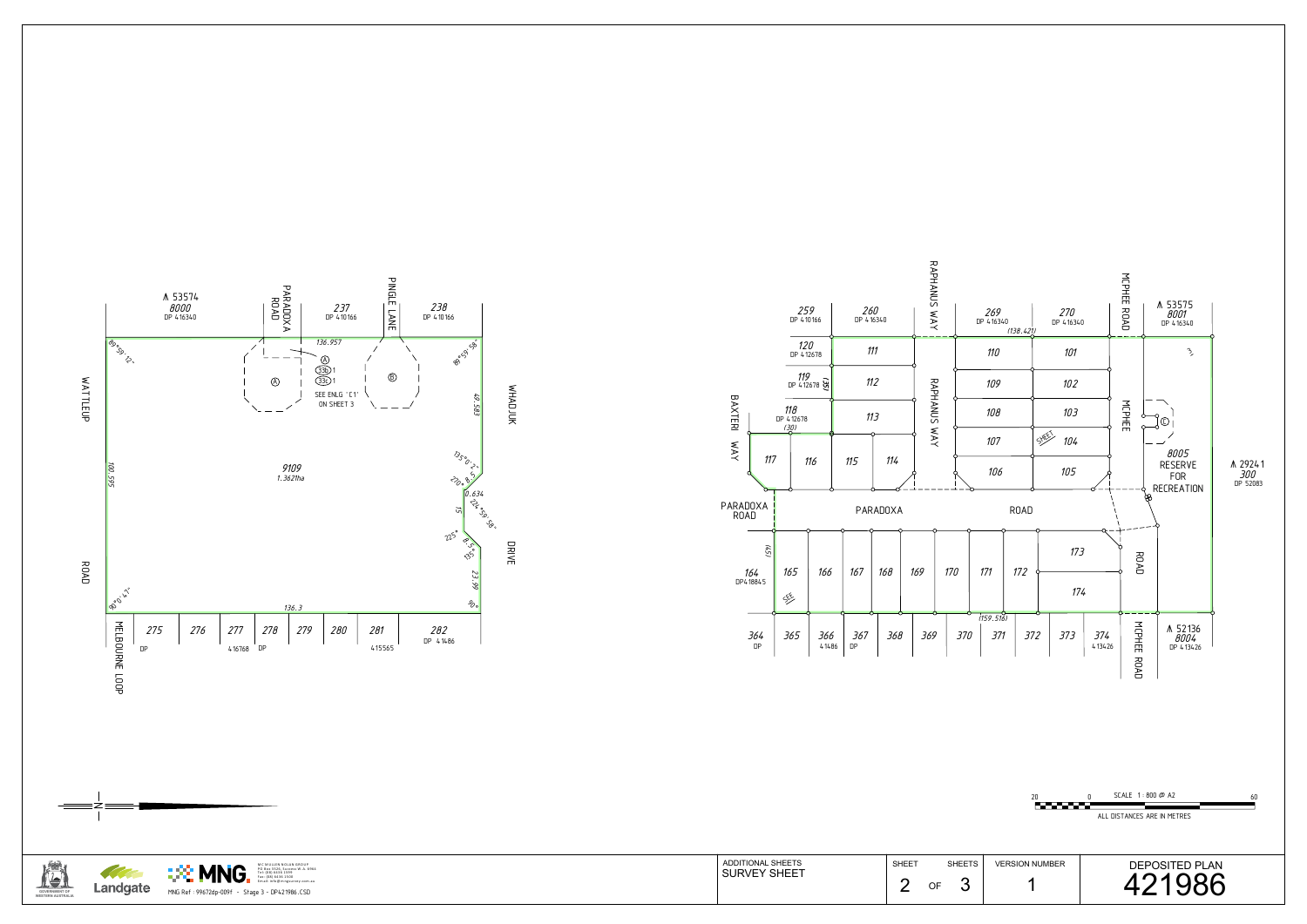WATTLEUP ROAD

MELBOURNE LOOP

PARADOXA ROAD

PINGLE LANE

WHADJUK DRIVE

⋀ 53574
8000
DP 416340

237
DP 410166

238
DP 410166

136.957

89°59'12"

89°59'58"

49.583

100.595

9109
1.3621ha

135°0'2"
270° 8.5
10.634
15
224°59'58"
225° 8.5
135°
23.99
90°

90°0'47"

136.3

Ⓐ
Ⓐ
Ⓑ
33b 1
33c 1
SEE ENLG 'C1'
ON SHEET 3

275 DP
276
277 416768
278 DP
279
280
281 415565
282 DP 41486

RAPHANUS WAY

MCPHEE ROAD

BAXTERI WAY

PARADOXA ROAD

259
DP 410166

260
DP 416340

269
DP 416340
(138.421)

270
DP 416340

⋀ 53575
8001
DP 416340

120
DP 412678

119
DP 412678
(35)

118
DP 412678
(30)

117

111
112
113
114
115
116

110
109
108
107
106

101
102
103
104
105

SHEET

Ⓒ

8005
RESERVE
FOR
RECREATION

⋀ 29241
300
DP 52083

PARADOXA ROAD

(45)

164
DP418845

165
166
167
168
169
170
171
172
173
174

SEE

(159.516)

364 DP
365
366 41486
367 DP
368
369
370
371
372
373
374 413426

⋀ 52136
8004
DP 413426

SCALE 1 : 800 @ A2
20 0 60
ALL DISTANCES ARE IN METRES

N

GOVERNMENT OF WESTERN AUSTRALIA

Landgate

MNG

MCMULLEN NOLAN GROUP
PO Box 5526, Success W.A. 6964
Tel: (08) 6436 1599
Fax: (08) 6436 1500
Email: info@mngsurvey.com.au

MNG Ref : 99672dp-009f - Stage 3 - DP421986.CSD

| ADDITIONAL SHEETS | SHEET | SHEETS | VERSION NUMBER | DEPOSITED PLAN |
|---|---|---|---|---|
| SURVEY SHEET | 2 | OF 3 | 1 | 421986 |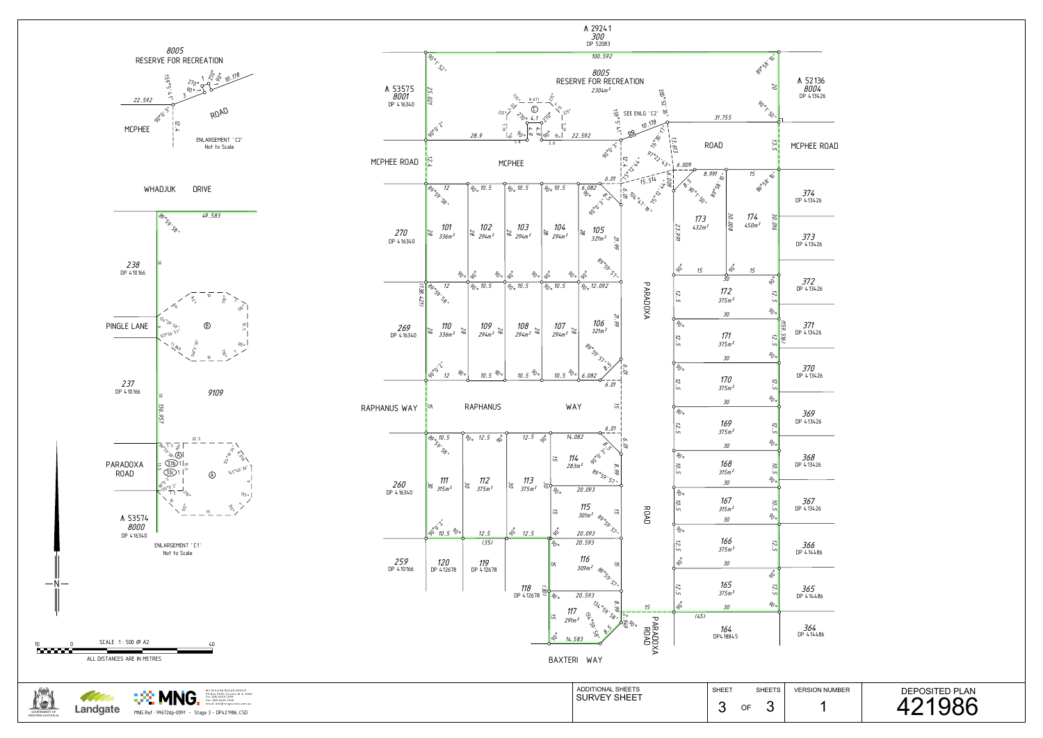# DEPOSITED PLAN 421986

ENLARGEMENT 'C2' Not to Scale

8005 RESERVE FOR RECREATION

MCPHEE ROAD

ENLARGEMENT 'C1' Not to Scale

WHADJUK DRIVE

PINGLE LANE

PARADOXA ROAD

238 DP 410166

237 DP 410166

9109

⋀ 53574 8000 DP 416340

⋀ 29241 300 DP 52083

8005 RESERVE FOR RECREATION 2304m²

⋀ 53575 8001 DP 416340

⋀ 52136 8004 DP 413426

MCPHEE ROAD

ROAD

MCPHEE ROAD

| Lot | Area |
|---|---|
| 101 | 336m² |
| 102 | 294m² |
| 103 | 294m² |
| 104 | 294m² |
| 105 | 321m² |
| 106 | 321m² |
| 107 | 294m² |
| 108 | 294m² |
| 109 | 294m² |
| 110 | 336m² |
| 111 | 315m² |
| 112 | 375m² |
| 113 | 375m² |
| 114 | 283m² |
| 115 | 301m² |
| 116 | 309m² |
| 117 | 291m² |
| 165 | 375m² |
| 166 | 375m² |
| 167 | 315m² |
| 168 | 315m² |
| 169 | 375m² |
| 170 | 375m² |
| 171 | 375m² |
| 172 | 375m² |
| 173 | 432m² |
| 174 | 450m² |

270 DP 416340

269 DP 416340

260 DP 416340

259 DP 410166

120 DP 412678

119 DP 412678

118 DP 412678

164 DP418845

374 DP 413426

373 DP 413426

372 DP 413426

371 DP 413426

370 DP 413426

369 DP 413426

368 DP 413426

367 DP 413426

366 DP 414486

365 DP 414486

364 DP 414486

RAPHANUS WAY

PARADOXA ROAD

BAXTERI WAY

SCALE 1:500 @ A2

ALL DISTANCES ARE IN METRES

GOVERNMENT OF WESTERN AUSTRALIA

Landgate

MNG. MCMULLEN NOLAN GROUP PO Box 5526, Canning Vale W.A. 6968 Tel: (08) 6436 1599 Fax: (08) 6436 1500 Email: info@mngsurvey.com.au

MNG Ref : 99672dp-009f - Stage 3 - DP421986.CSD

| ADDITIONAL SHEETS | SHEET | SHEETS | VERSION NUMBER | DEPOSITED PLAN |
|---|---|---|---|---|
| SURVEY SHEET | 3 OF 3 | | 1 | 421986 |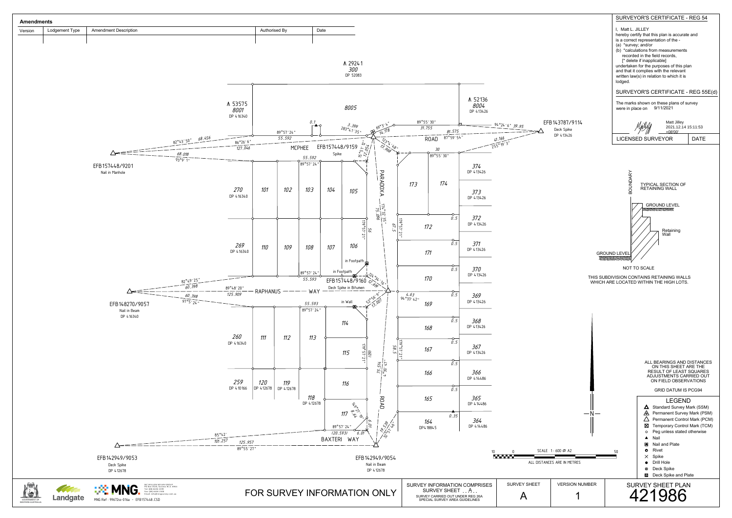**Amendments**

| Version | Lodgement Type | Amendment Description | Authorised By | Date |
|---|---|---|---|---|
| | | | | |

## SURVEYOR'S CERTIFICATE - REG 54

I, Matt L. JILLEY
hereby certify that this plan is accurate and is a correct representation of the -
(a) *survey; and/or
(b) *calculations from measurements recorded in the field records,
[* delete if inapplicable]
undertaken for the purposes of this plan and that it complies with the relevant written law(s) in relation to which it is lodged.

## SURVEYOR'S CERTIFICATE - REG 55E(d)

The marks shown on these plans of survey were in place on 9/11/2021

Matt Jilley
2021.12.14 15:11:53
+08'00'

LICENSED SURVEYOR | DATE

TYPICAL SECTION OF RETAINING WALL

BOUNDARY

GROUND LEVEL

Retaining Wall

GROUND LEVEL

NOT TO SCALE

THIS SUBDIVISION CONTAINS RETAINING WALLS WHICH ARE LOCATED WITHIN THE HIGH LOTS.

ALL BEARINGS AND DISTANCES ON THIS SHEET ARE THE RESULT OF LEAST SQUARES ADJUSTMENTS CARRIED OUT ON FIELD OBSERVATIONS

GRID DATUM IS PCG94

## LEGEND

- Standard Survey Mark (SSM)
- Permanent Survey Mark (PSM)
- Permanent Control Mark (PCM)
- Temporary Control Mark (TCM)
- Peg unless stated otherwise
- Nail
- Nail and Plate
- Rivet
- Spike
- Drill Hole
- Deck Spike
- Deck Spike and Plate

SCALE 1 : 600 @ A2

ALL DISTANCES ARE IN METRES

EFB157448/9201
Nail in Manhole

EFB148270/9057
Nail in Beam
DP 416340

EFB142949/9053
Deck Spike
DP 412678

EFB142949/9054
Nail in Beam
DP 412678

EFB143787/9114
Deck Spike
DP 413426

EFB157448/9159
Spike

EFB157448/9160
Deck Spike in Bitumen

MCPHEE ROAD

PARADOXA ROAD

RAPHANUS WAY

BAXTERI WAY

29241 300 DP 52083

53575 8001 DP 416340

52136 8004 DP 413426

8005

MC MULLEN NOLAN GROUP
MNG Ref : 99672ss-016a - EFB157448.CSD

FOR SURVEY INFORMATION ONLY

SURVEY INFORMATION COMPRISES SURVEY SHEET ..A..
SURVEY CARRIED OUT UNDER REG 26A SPECIAL SURVEY AREA GUIDELINES

| SURVEY SHEET | VERSION NUMBER | SURVEY SHEET PLAN |
|---|---|---|
| A | 1 | 421986 |